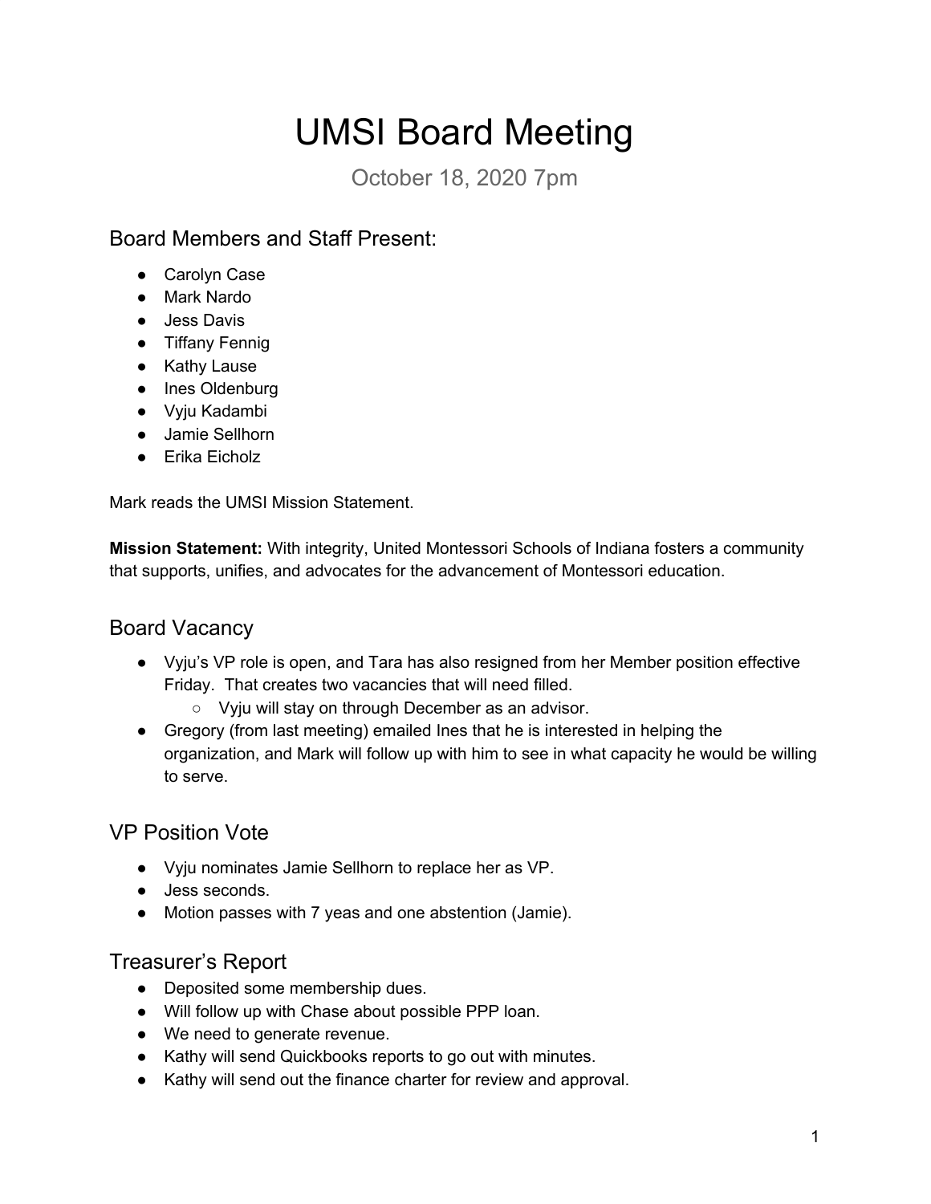# UMSI Board Meeting

October 18, 2020 7pm

## Board Members and Staff Present:

- Carolyn Case
- Mark Nardo
- Jess Davis
- Tiffany Fennig
- Kathy Lause
- Ines Oldenburg
- Vyju Kadambi
- Jamie Sellhorn
- Erika Eicholz

Mark reads the UMSI Mission Statement.

**Mission Statement:** With integrity, United Montessori Schools of Indiana fosters a community that supports, unifies, and advocates for the advancement of Montessori education.

## Board Vacancy

- Vyju's VP role is open, and Tara has also resigned from her Member position effective Friday. That creates two vacancies that will need filled.
  - Vyju will stay on through December as an advisor.
- Gregory (from last meeting) emailed Ines that he is interested in helping the organization, and Mark will follow up with him to see in what capacity he would be willing to serve.

## VP Position Vote

- Vyju nominates Jamie Sellhorn to replace her as VP.
- Jess seconds.
- Motion passes with 7 yeas and one abstention (Jamie).

## Treasurer's Report

- Deposited some membership dues.
- Will follow up with Chase about possible PPP loan.
- We need to generate revenue.
- Kathy will send Quickbooks reports to go out with minutes.
- Kathy will send out the finance charter for review and approval.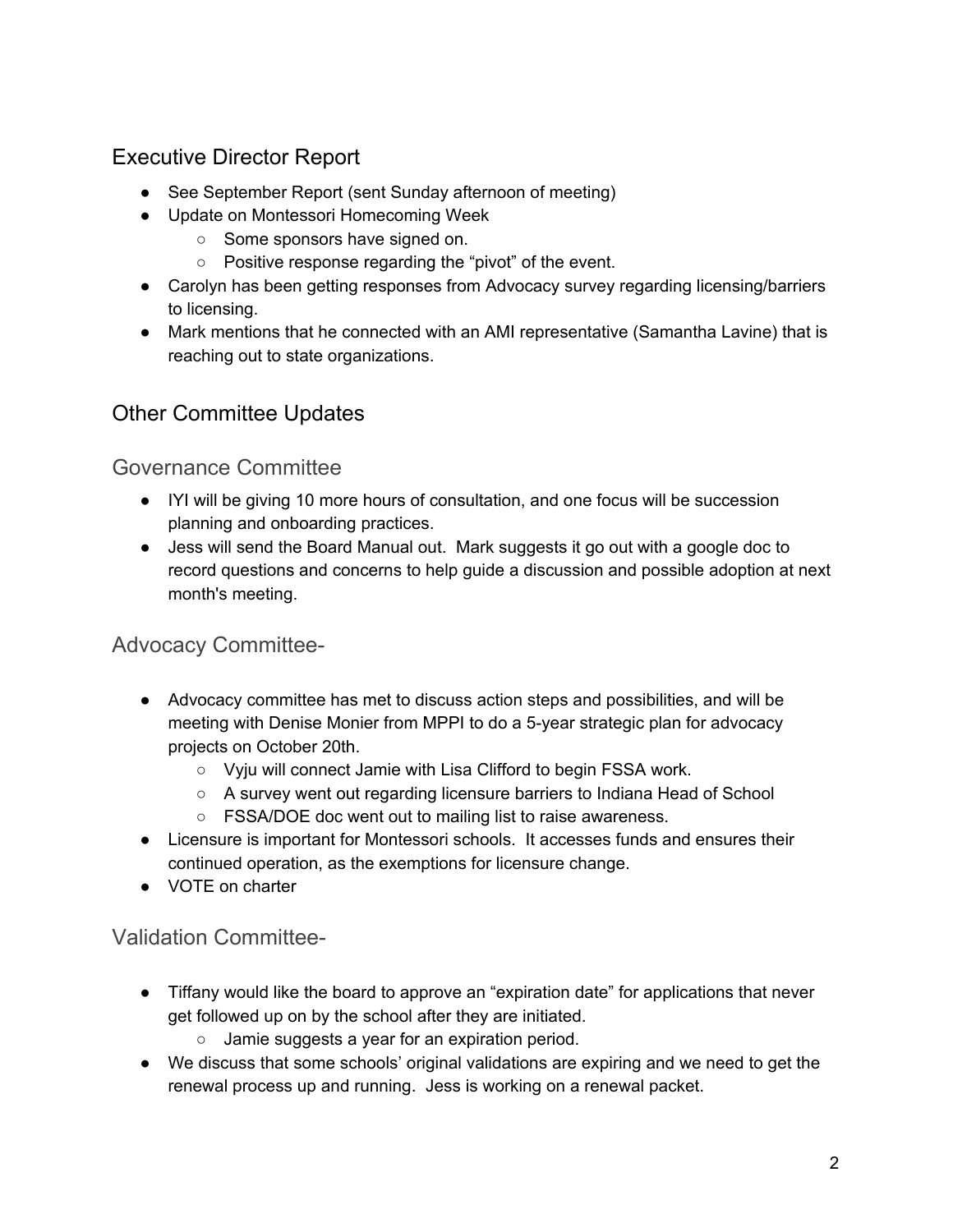## Executive Director Report

- See September Report (sent Sunday afternoon of meeting)
- Update on Montessori Homecoming Week
    - Some sponsors have signed on.
    - Positive response regarding the "pivot" of the event.
- Carolyn has been getting responses from Advocacy survey regarding licensing/barriers to licensing.
- Mark mentions that he connected with an AMI representative (Samantha Lavine) that is reaching out to state organizations.

## Other Committee Updates

### Governance Committee

- IYI will be giving 10 more hours of consultation, and one focus will be succession planning and onboarding practices.
- Jess will send the Board Manual out. Mark suggests it go out with a google doc to record questions and concerns to help guide a discussion and possible adoption at next month's meeting.

### Advocacy Committee-

- Advocacy committee has met to discuss action steps and possibilities, and will be meeting with Denise Monier from MPPI to do a 5-year strategic plan for advocacy projects on October 20th.
    - Vyju will connect Jamie with Lisa Clifford to begin FSSA work.
    - A survey went out regarding licensure barriers to Indiana Head of School
    - FSSA/DOE doc went out to mailing list to raise awareness.
- Licensure is important for Montessori schools. It accesses funds and ensures their continued operation, as the exemptions for licensure change.
- VOTE on charter

### Validation Committee-

- Tiffany would like the board to approve an "expiration date" for applications that never get followed up on by the school after they are initiated.
    - Jamie suggests a year for an expiration period.
- We discuss that some schools' original validations are expiring and we need to get the renewal process up and running. Jess is working on a renewal packet.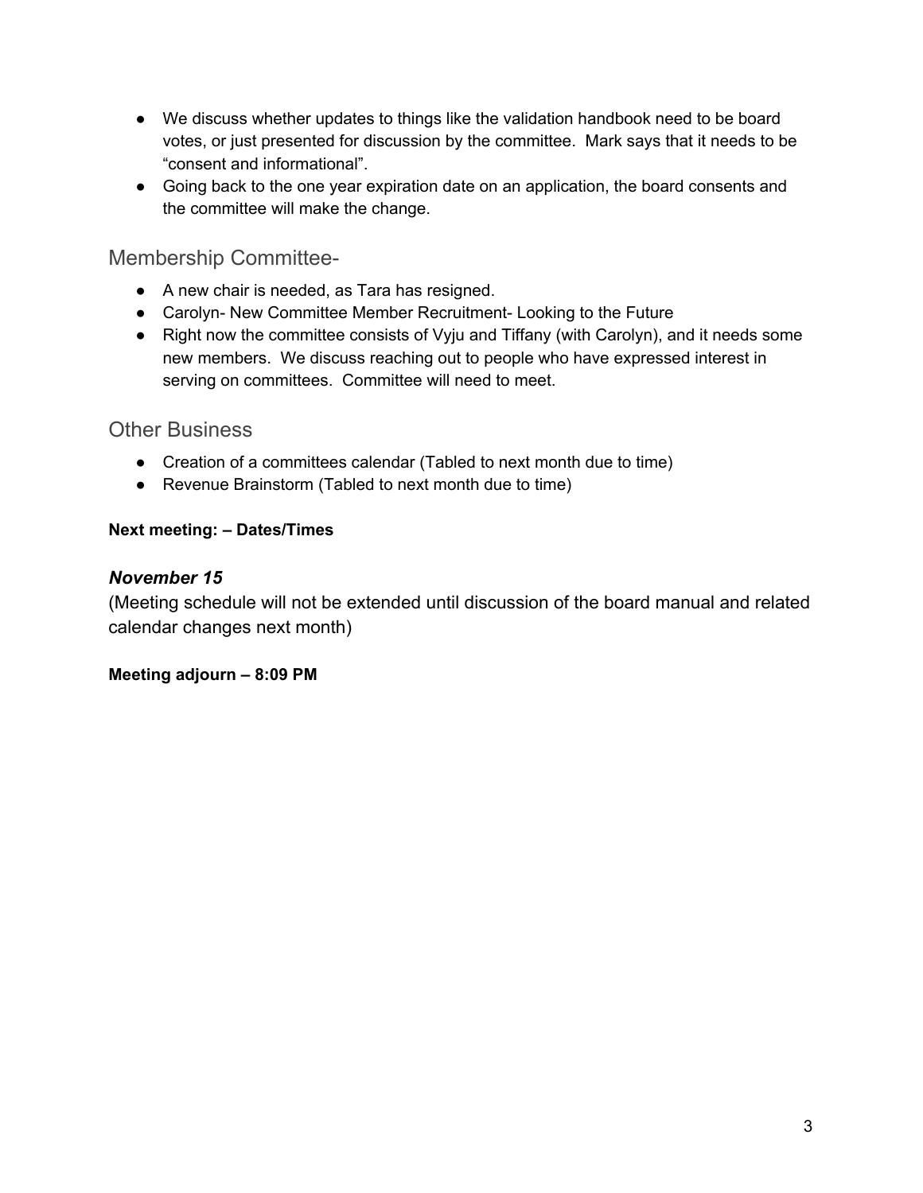- We discuss whether updates to things like the validation handbook need to be board votes, or just presented for discussion by the committee. Mark says that it needs to be "consent and informational".
- Going back to the one year expiration date on an application, the board consents and the committee will make the change.

## Membership Committee-

- A new chair is needed, as Tara has resigned.
- Carolyn- New Committee Member Recruitment- Looking to the Future
- Right now the committee consists of Vyju and Tiffany (with Carolyn), and it needs some new members. We discuss reaching out to people who have expressed interest in serving on committees. Committee will need to meet.

## Other Business

- Creation of a committees calendar (Tabled to next month due to time)
- Revenue Brainstorm (Tabled to next month due to time)

**Next meeting: – Dates/Times**

***November 15***

(Meeting schedule will not be extended until discussion of the board manual and related calendar changes next month)

**Meeting adjourn – 8:09 PM**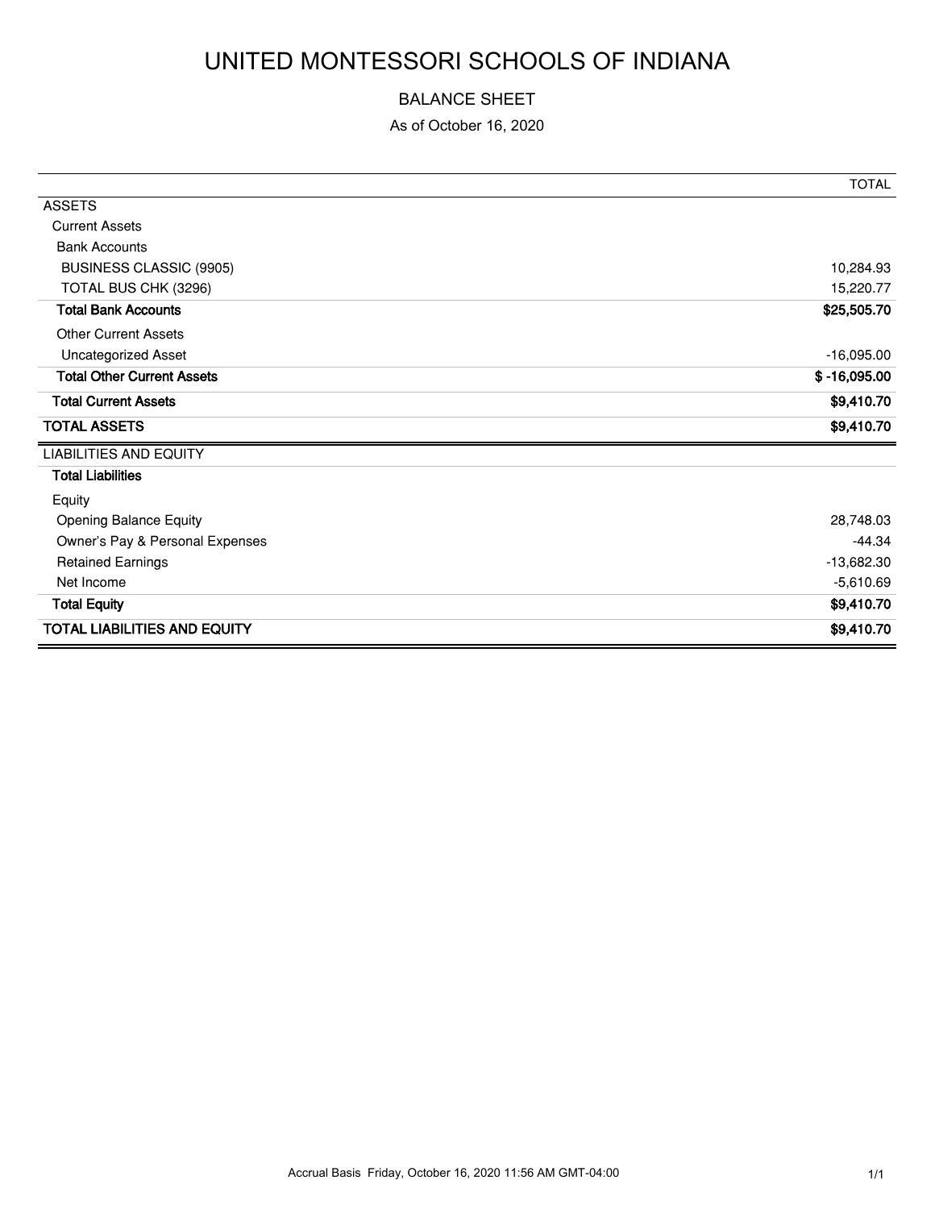# UNITED MONTESSORI SCHOOLS OF INDIANA

BALANCE SHEET

As of October 16, 2020

| | TOTAL |
|---|---|
| ASSETS | |
| Current Assets | |
| Bank Accounts | |
| BUSINESS CLASSIC (9905) | 10,284.93 |
| TOTAL BUS CHK (3296) | 15,220.77 |
| **Total Bank Accounts** | **$25,505.70** |
| Other Current Assets | |
| Uncategorized Asset | -16,095.00 |
| **Total Other Current Assets** | **$ -16,095.00** |
| **Total Current Assets** | **$9,410.70** |
| **TOTAL ASSETS** | **$9,410.70** |
| LIABILITIES AND EQUITY | |
| **Total Liabilities** | |
| Equity | |
| Opening Balance Equity | 28,748.03 |
| Owner's Pay & Personal Expenses | -44.34 |
| Retained Earnings | -13,682.30 |
| Net Income | -5,610.69 |
| **Total Equity** | **$9,410.70** |
| **TOTAL LIABILITIES AND EQUITY** | **$9,410.70** |

Accrual Basis Friday, October 16, 2020 11:56 AM GMT-04:00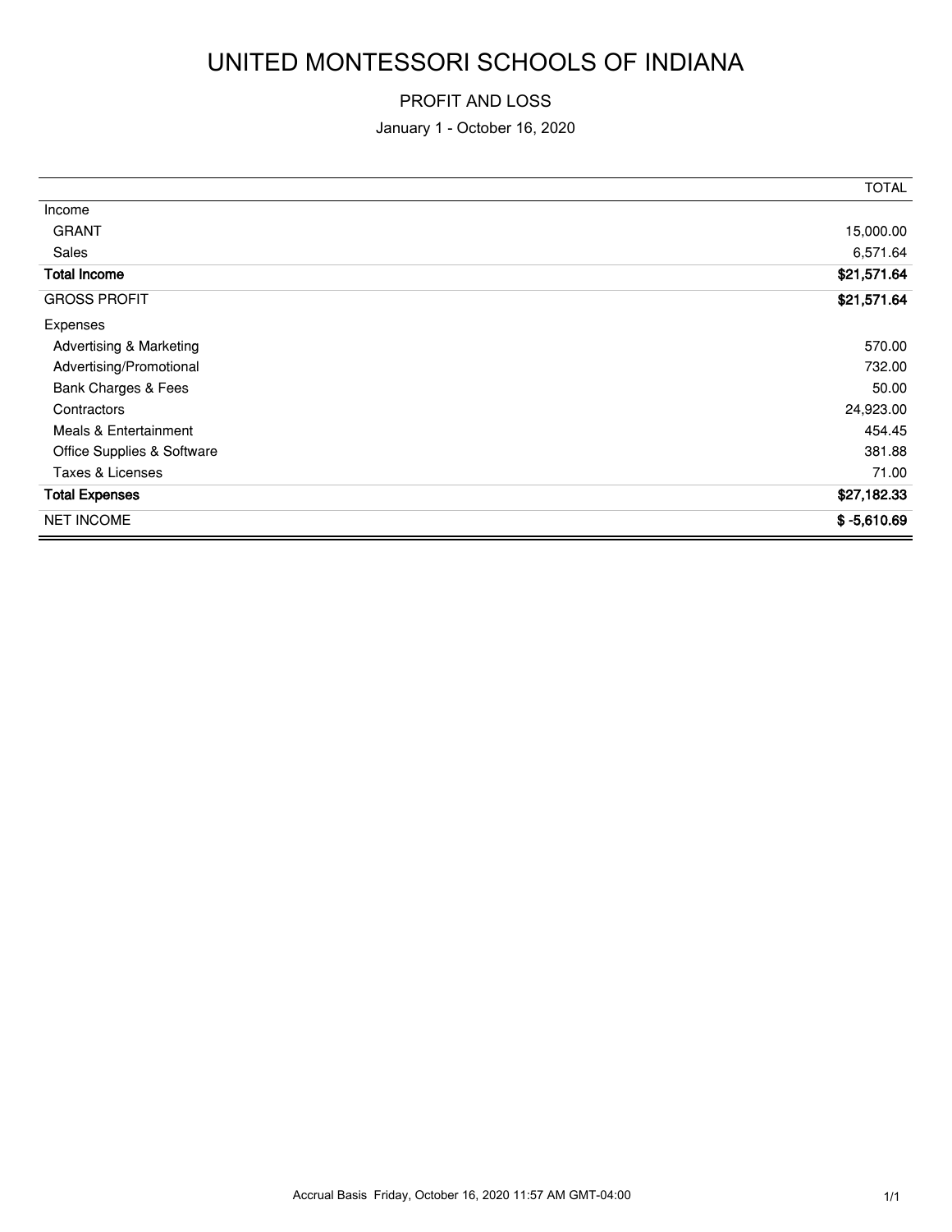# UNITED MONTESSORI SCHOOLS OF INDIANA

## PROFIT AND LOSS

January 1 - October 16, 2020

| | TOTAL |
|---|---|
| Income | |
| GRANT | 15,000.00 |
| Sales | 6,571.64 |
| **Total Income** | **$21,571.64** |
| GROSS PROFIT | **$21,571.64** |
| Expenses | |
| Advertising & Marketing | 570.00 |
| Advertising/Promotional | 732.00 |
| Bank Charges & Fees | 50.00 |
| Contractors | 24,923.00 |
| Meals & Entertainment | 454.45 |
| Office Supplies & Software | 381.88 |
| Taxes & Licenses | 71.00 |
| **Total Expenses** | **$27,182.33** |
| NET INCOME | **$ -5,610.69** |

Accrual Basis Friday, October 16, 2020 11:57 AM GMT-04:00